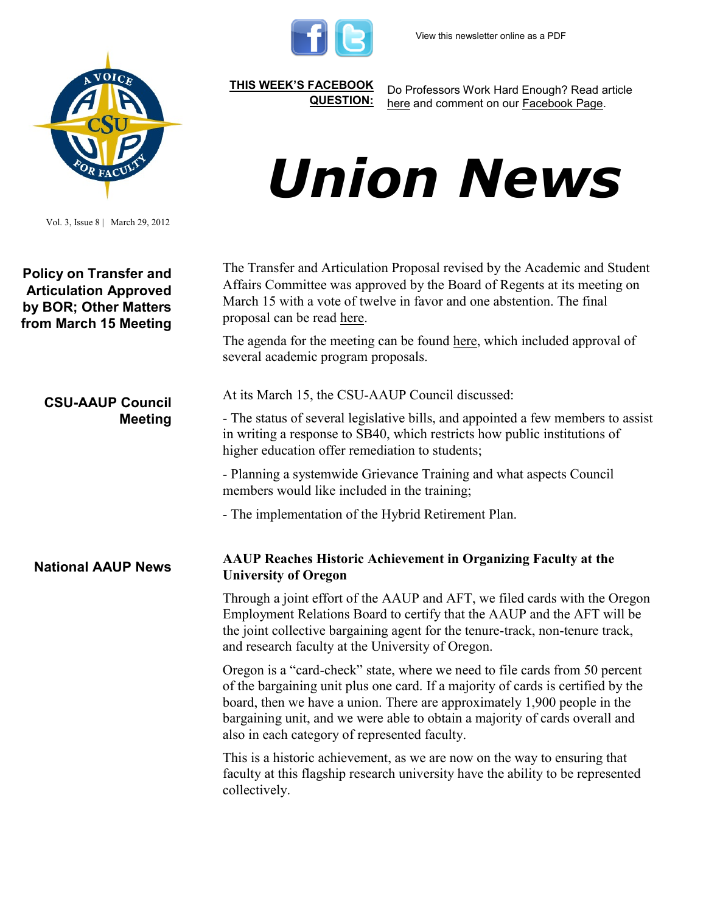View this newsletter online as a PDF

**THIS WEEK'S FACEBOOK QUESTION:** Do Professors Work Hard Enough? Read article here and comment on our Facebook Page.

# Union News

Vol. 3, Issue 8 | March 29, 2012

## Policy on Transfer and Articulation Approved by BOR; Other Matters from March 15 Meeting

The Transfer and Articulation Proposal revised by the Academic and Student Affairs Committee was approved by the Board of Regents at its meeting on March 15 with a vote of twelve in favor and one abstention. The final proposal can be read here.

The agenda for the meeting can be found here, which included approval of several academic program proposals.

## CSU-AAUP Council Meeting

At its March 15, the CSU-AAUP Council discussed:

- The status of several legislative bills, and appointed a few members to assist in writing a response to SB40, which restricts how public institutions of higher education offer remediation to students;

- Planning a systemwide Grievance Training and what aspects Council members would like included in the training;

- The implementation of the Hybrid Retirement Plan.

## National AAUP News

### AAUP Reaches Historic Achievement in Organizing Faculty at the University of Oregon

Through a joint effort of the AAUP and AFT, we filed cards with the Oregon Employment Relations Board to certify that the AAUP and the AFT will be the joint collective bargaining agent for the tenure-track, non-tenure track, and research faculty at the University of Oregon.

Oregon is a "card-check" state, where we need to file cards from 50 percent of the bargaining unit plus one card. If a majority of cards is certified by the board, then we have a union. There are approximately 1,900 people in the bargaining unit, and we were able to obtain a majority of cards overall and also in each category of represented faculty.

This is a historic achievement, as we are now on the way to ensuring that faculty at this flagship research university have the ability to be represented collectively.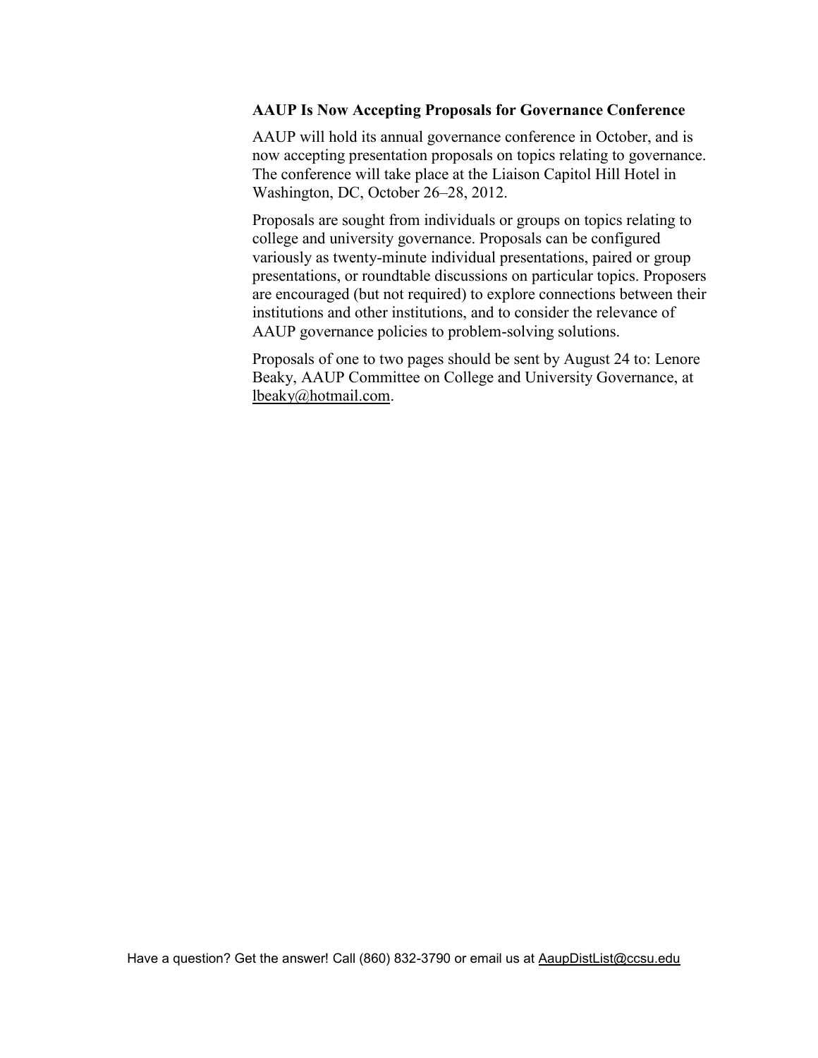**AAUP Is Now Accepting Proposals for Governance Conference**

AAUP will hold its annual governance conference in October, and is now accepting presentation proposals on topics relating to governance. The conference will take place at the Liaison Capitol Hill Hotel in Washington, DC, October 26–28, 2012.

Proposals are sought from individuals or groups on topics relating to college and university governance. Proposals can be configured variously as twenty-minute individual presentations, paired or group presentations, or roundtable discussions on particular topics. Proposers are encouraged (but not required) to explore connections between their institutions and other institutions, and to consider the relevance of AAUP governance policies to problem-solving solutions.

Proposals of one to two pages should be sent by August 24 to: Lenore Beaky, AAUP Committee on College and University Governance, at lbeaky@hotmail.com.